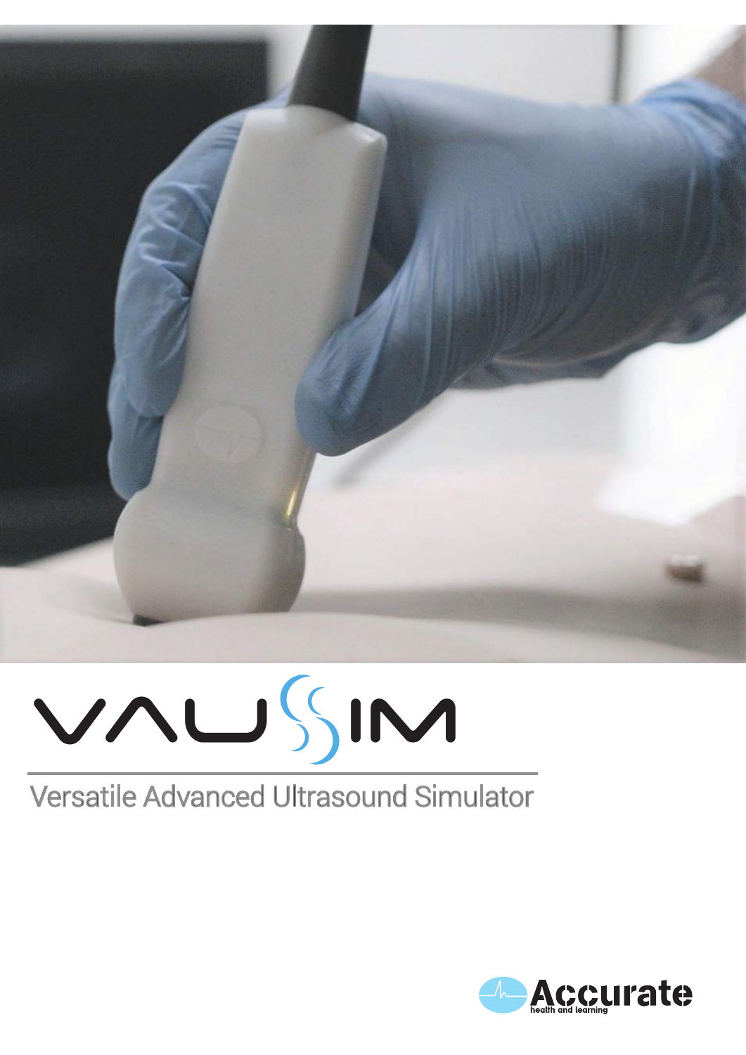# VAUSSIM

## Versatile Advanced Ultrasound Simulator

Accurate
health and learning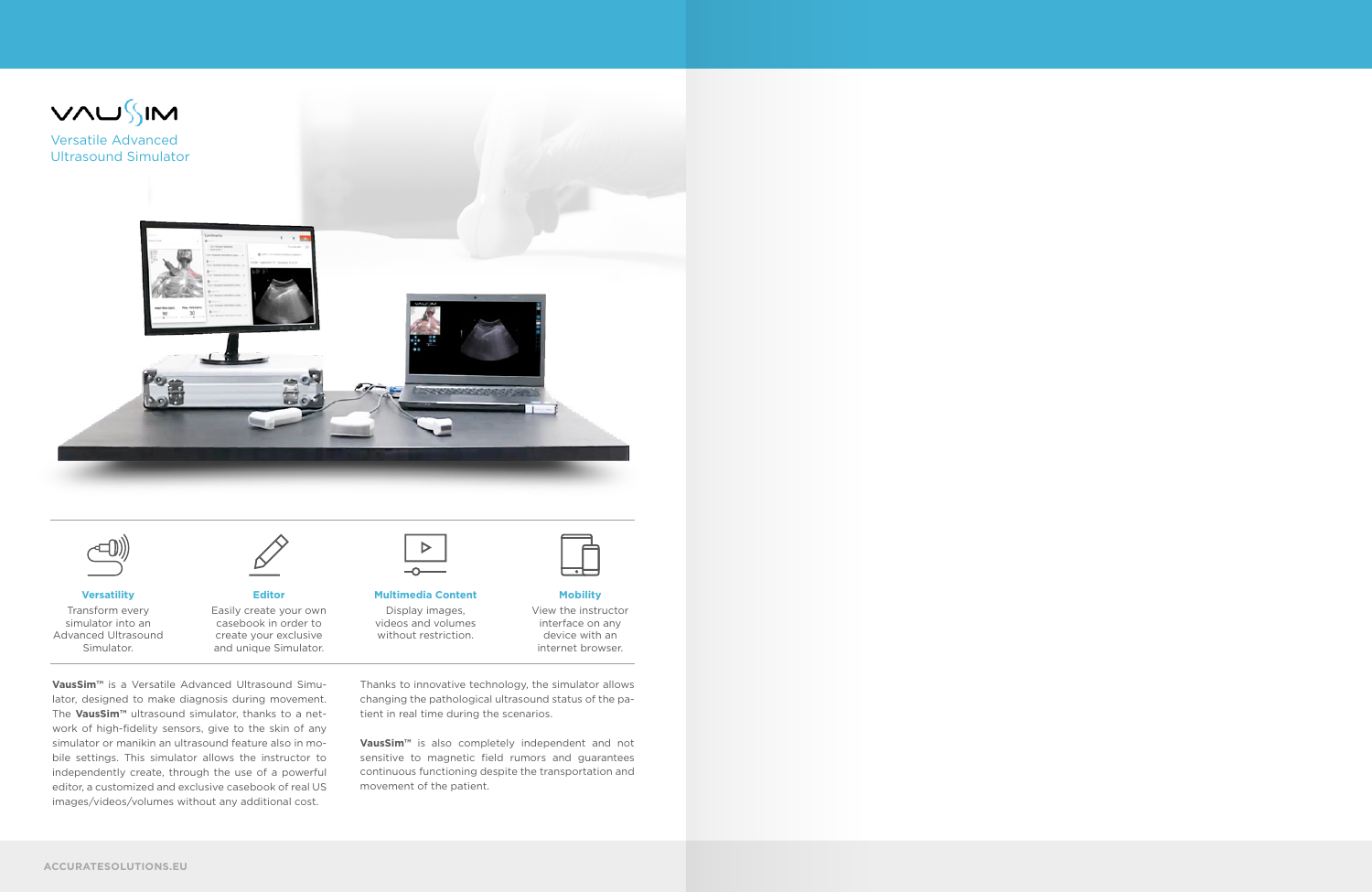# VAUSSIM

Versatile Advanced Ultrasound Simulator

| Versatility | Editor | Multimedia Content | Mobility |
|---|---|---|---|
| Transform every simulator into an Advanced Ultrasound Simulator. | Easily create your own casebook in order to create your exclusive and unique Simulator. | Display images, videos and volumes without restriction. | View the instructor interface on any device with an internet browser. |

**VausSim™** is a Versatile Advanced Ultrasound Simulator, designed to make diagnosis during movement. The **VausSim™** ultrasound simulator, thanks to a network of high-fidelity sensors, give to the skin of any simulator or manikin an ultrasound feature also in mobile settings. This simulator allows the instructor to independently create, through the use of a powerful editor, a customized and exclusive casebook of real US images/videos/volumes without any additional cost.

Thanks to innovative technology, the simulator allows changing the pathological ultrasound status of the patient in real time during the scenarios.

**VausSim™** is also completely independent and not sensitive to magnetic field rumors and guarantees continuous functioning despite the transportation and movement of the patient.

ACCURATESOLUTIONS.EU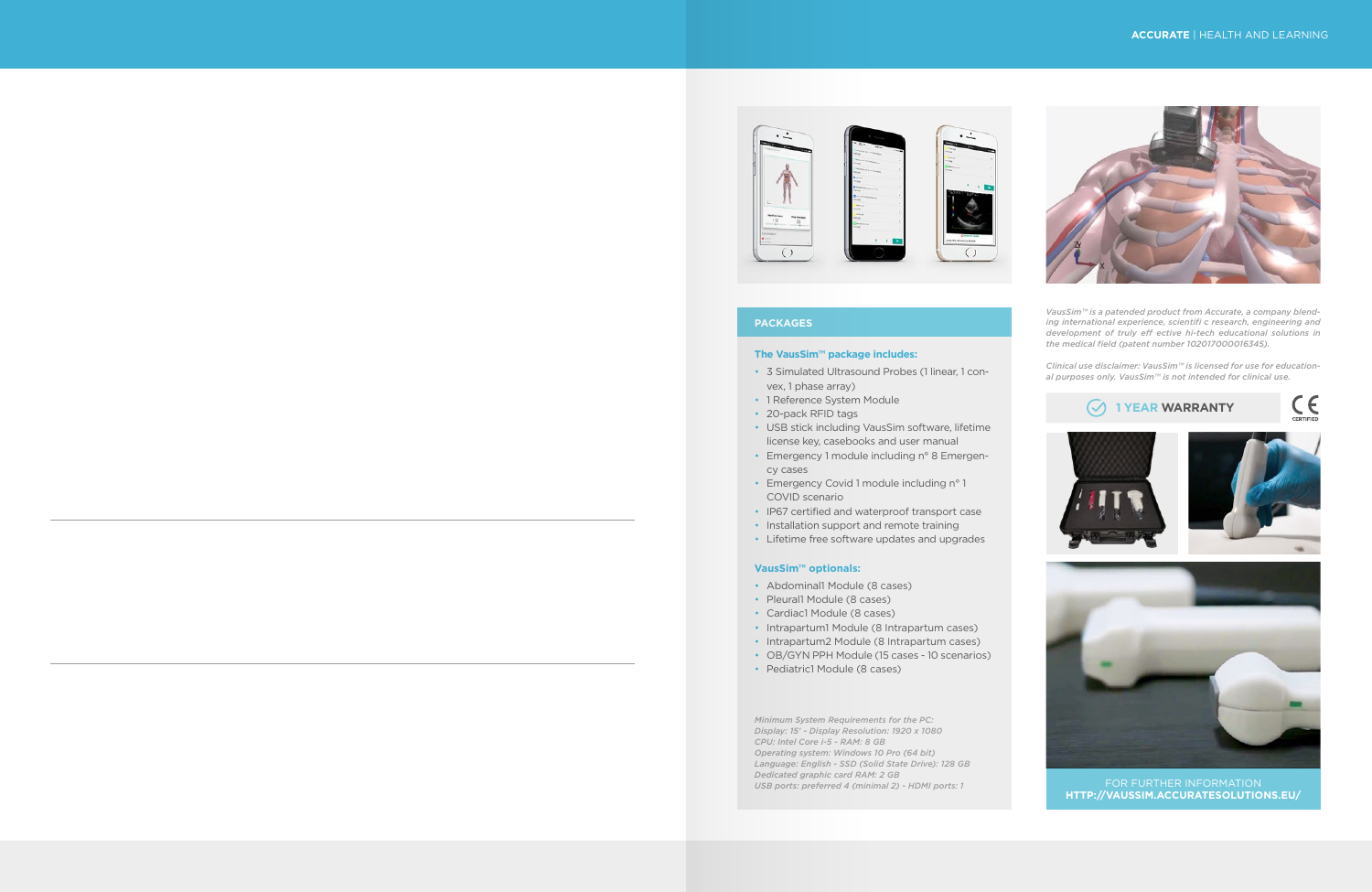## PACKAGES

**The VausSim™ package includes:**

- 3 Simulated Ultrasound Probes (1 linear, 1 convex, 1 phase array)
- 1 Reference System Module
- 20-pack RFID tags
- USB stick including VausSim software, lifetime license key, casebooks and user manual
- Emergency 1 module including n° 8 Emergency cases
- Emergency Covid 1 module including n° 1 COVID scenario
- IP67 certified and waterproof transport case
- Installation support and remote training
- Lifetime free software updates and upgrades

**VausSim™ optionals:**

- Abdominal1 Module (8 cases)
- Pleural1 Module (8 cases)
- Cardiac1 Module (8 cases)
- Intrapartum1 Module (8 Intrapartum cases)
- Intrapartum2 Module (8 Intrapartum cases)
- OB/GYN PPH Module (15 cases - 10 scenarios)
- Pediatric1 Module (8 cases)

*Minimum System Requirements for the PC:*
*Display: 15" - Display Resolution: 1920 x 1080*
*CPU: Intel Core i-5 - RAM: 8 GB*
*Operating system: Windows 10 Pro (64 bit)*
*Language: English - SSD (Solid State Drive): 128 GB*
*Dedicated graphic card RAM: 2 GB*
*USB ports: preferred 4 (minimal 2) - HDMI ports: 1*

*VausSim™ is a patended product from Accurate, a company blending international experience, scientific research, engineering and development of truly effective hi-tech educational solutions in the medical field (patent number 102017000016345).*

*Clinical use disclaimer: VausSim™ is licensed for use for educational purposes only. VausSim™ is not intended for clinical use.*

1 YEAR **WARRANTY**

CE CERTIFIED

FOR FURTHER INFORMATION
**HTTP://VAUSSIM.ACCURATESOLUTIONS.EU/**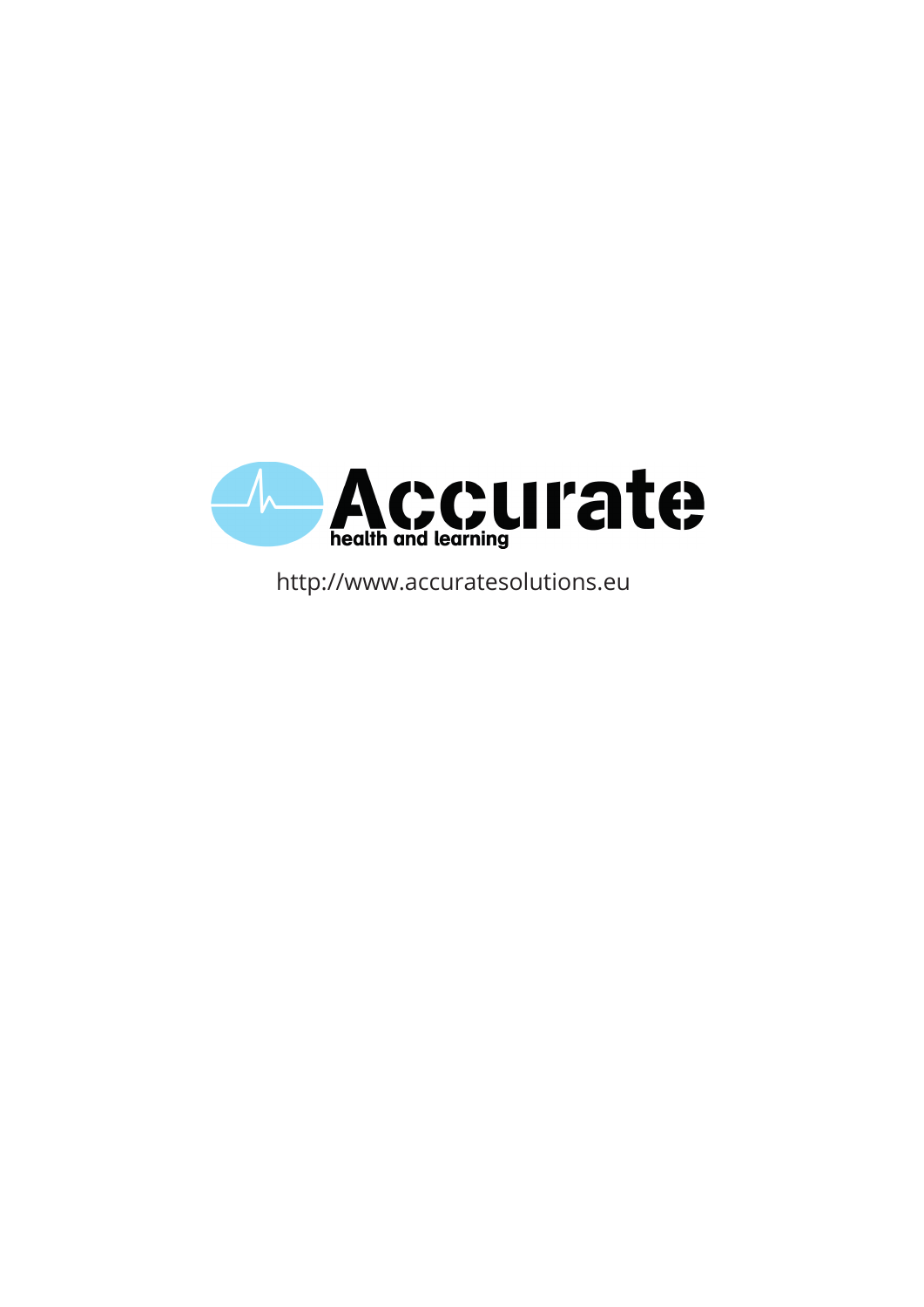Accurate

health and learning

http://www.accuratesolutions.eu